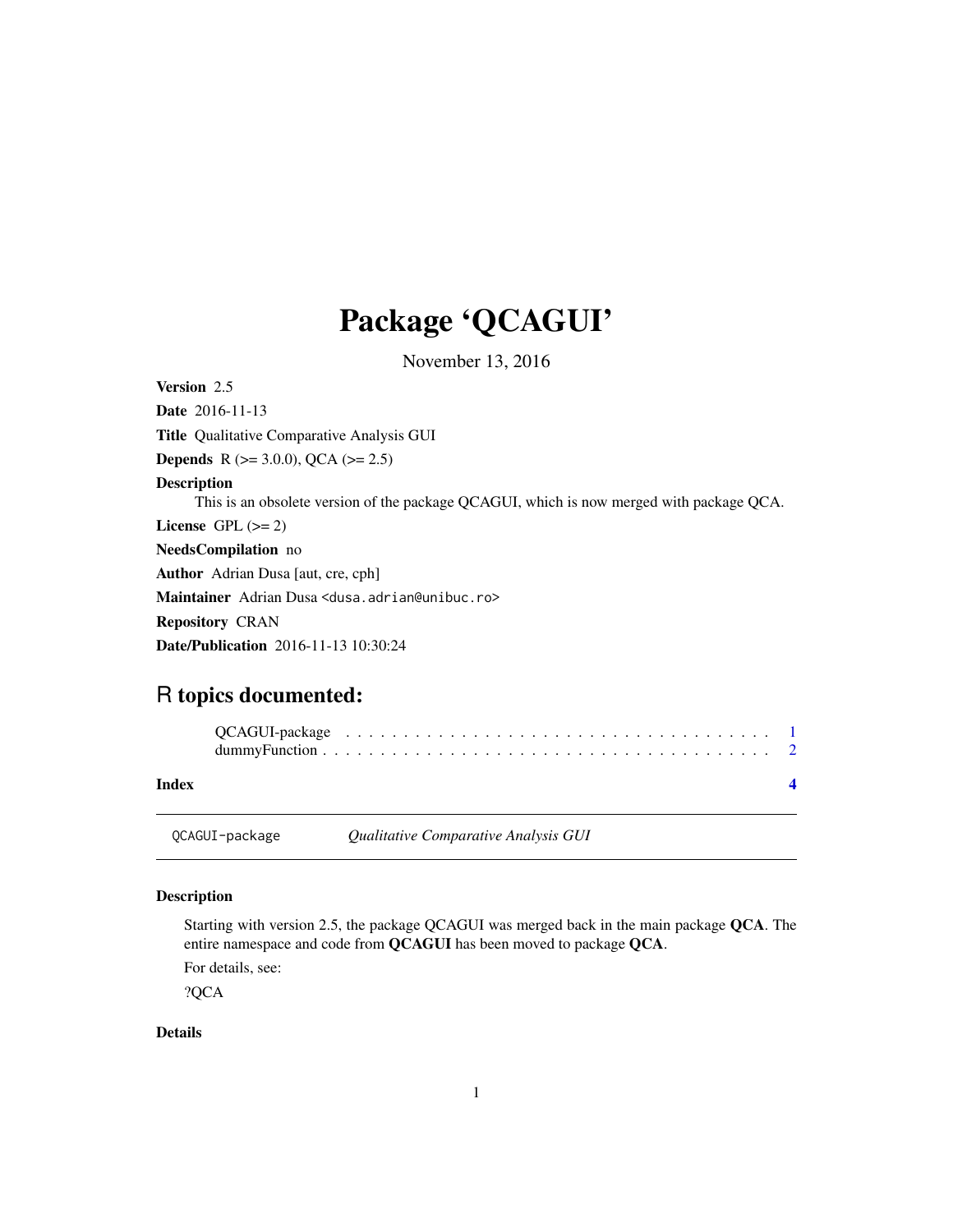# Package 'QCAGUI'

November 13, 2016

**Version** 2.5

**Date** 2016-11-13

**Title** Qualitative Comparative Analysis GUI

**Depends** R (>= 3.0.0), QCA (>= 2.5)

**Description**
This is an obsolete version of the package QCAGUI, which is now merged with package QCA.

**License** GPL (>= 2)

**NeedsCompilation** no

**Author** Adrian Dusa [aut, cre, cph]

**Maintainer** Adrian Dusa <dusa.adrian@unibuc.ro>

**Repository** CRAN

**Date/Publication** 2016-11-13 10:30:24

## R topics documented:

QCAGUI-package . . . . . . . . . . . . . . . . . . . . . . . . . . . . . . . . . . . . . 1
dummyFunction . . . . . . . . . . . . . . . . . . . . . . . . . . . . . . . . . . . . . . 2

**Index** **4**

---

QCAGUI-package *Qualitative Comparative Analysis GUI*

---

### Description

Starting with version 2.5, the package QCAGUI was merged back in the main package **QCA**. The entire namespace and code from **QCAGUI** has been moved to package **QCA**.

For details, see:

?QCA

### Details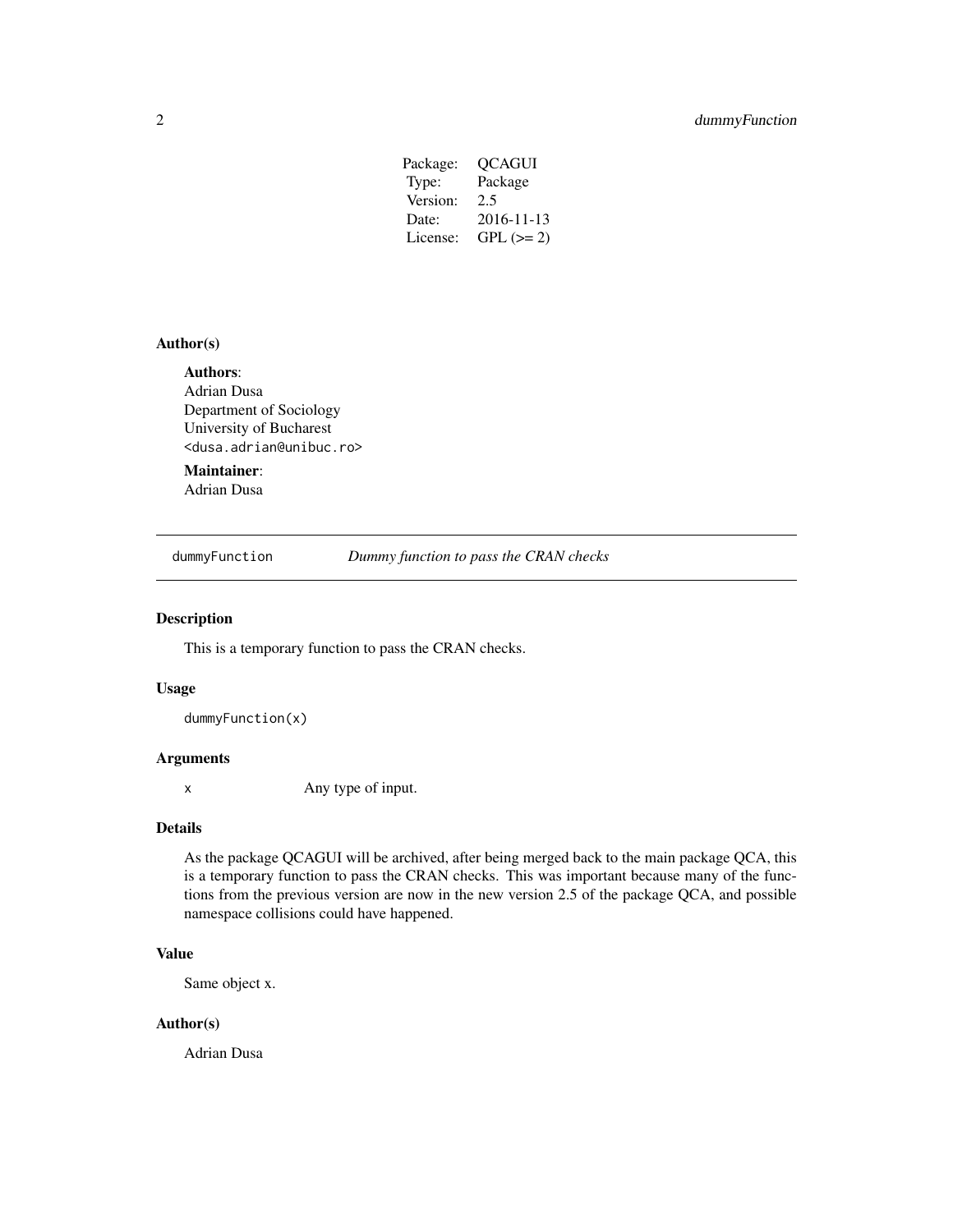| Package: | QCAGUI |
| --- | --- |
| Type: | Package |
| Version: | 2.5 |
| Date: | 2016-11-13 |
| License: | GPL (>= 2) |

### Author(s)

**Authors**:
Adrian Dusa
Department of Sociology
University of Bucharest
<dusa.adrian@unibuc.ro>

**Maintainer**:
Adrian Dusa

---

## dummyFunction — *Dummy function to pass the CRAN checks*

### Description

This is a temporary function to pass the CRAN checks.

### Usage

```
dummyFunction(x)
```

### Arguments

| | |
| --- | --- |
| x | Any type of input. |

### Details

As the package QCAGUI will be archived, after being merged back to the main package QCA, this is a temporary function to pass the CRAN checks. This was important because many of the functions from the previous version are now in the new version 2.5 of the package QCA, and possible namespace collisions could have happened.

### Value

Same object x.

### Author(s)

Adrian Dusa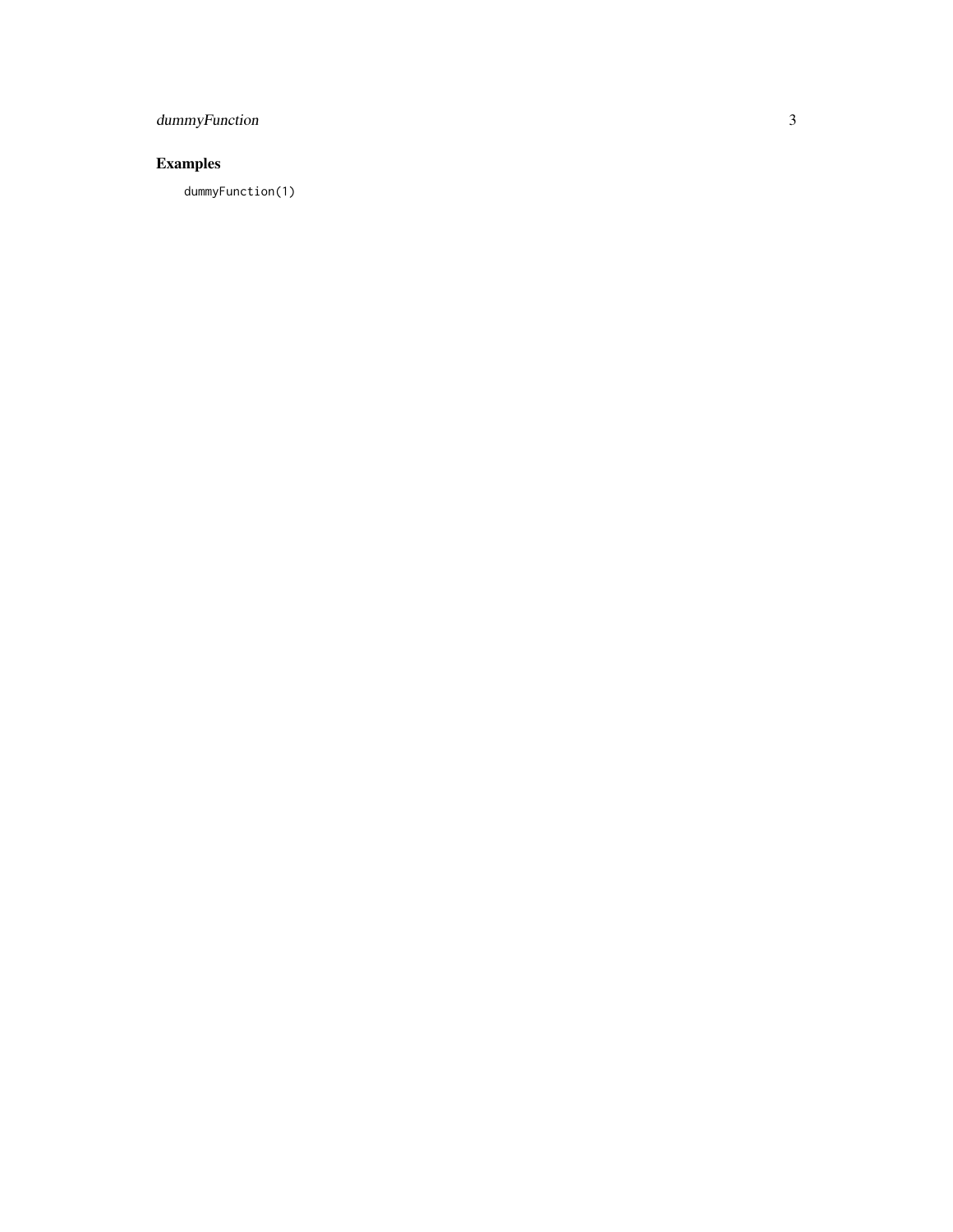## Examples

```
dummyFunction(1)
```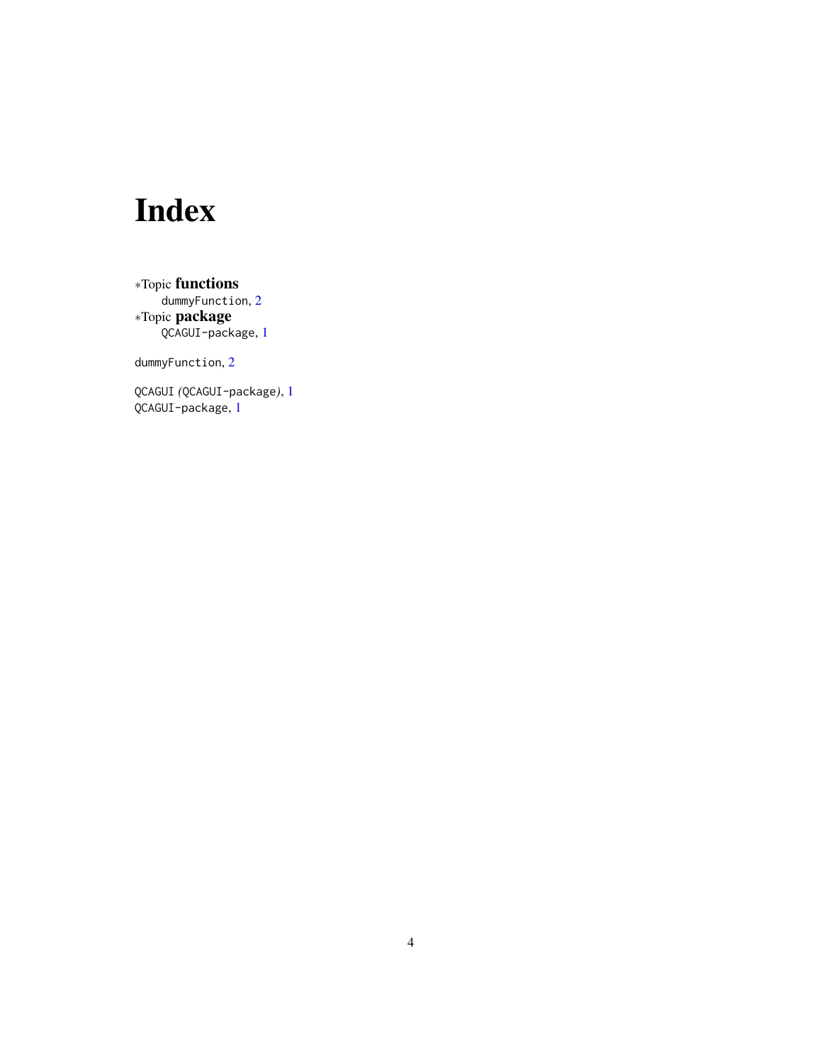# Index

∗Topic **functions**
  dummyFunction, 2
∗Topic **package**
  QCAGUI-package, 1

dummyFunction, 2

QCAGUI *(*QCAGUI-package*)*, 1
QCAGUI-package, 1